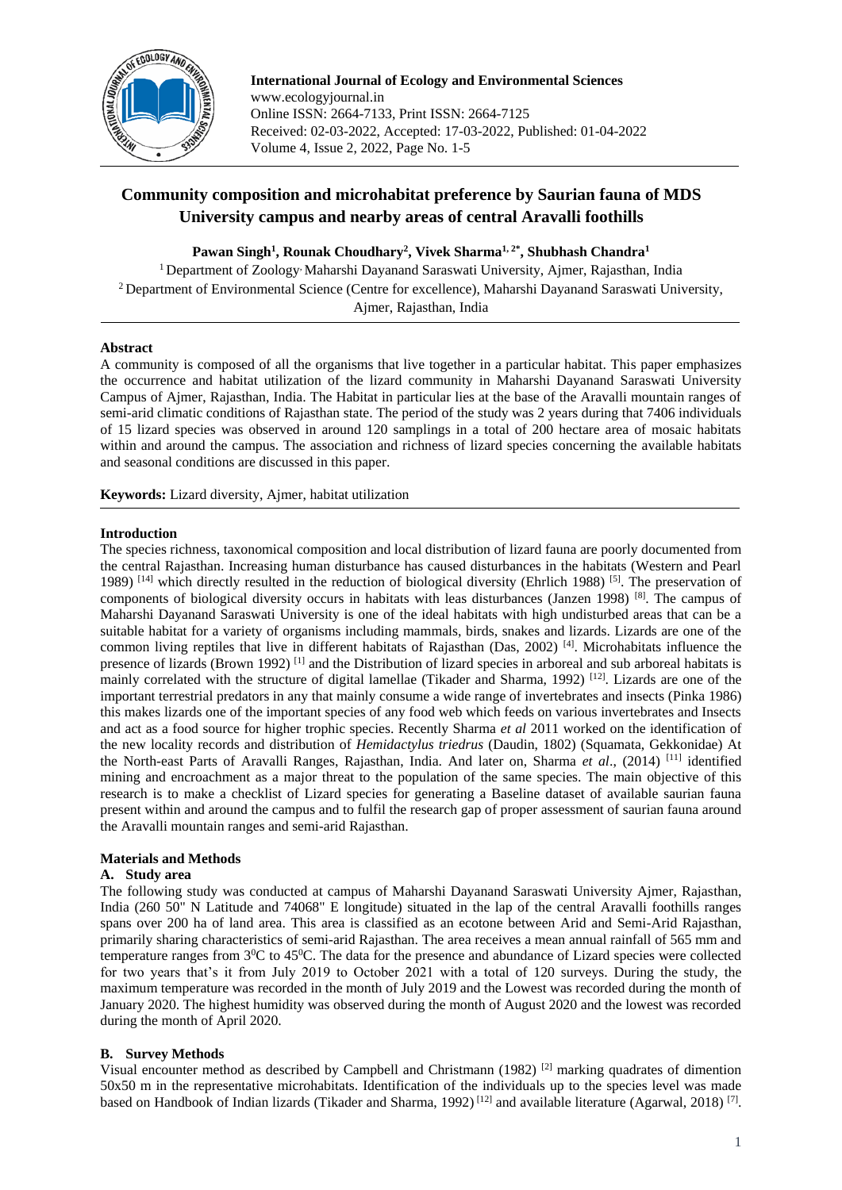# Community composition and microhabitat preference by Saurian fauna of MDS University campus and nearby areas of central Aravalli foothills

**Pawan Singh[1], Rounak Choudhary[2], Vivek Sharma[1, 2*], Shubhash Chandra[1]**

[1] Department of Zoology, Maharshi Dayanand Saraswati University, Ajmer, Rajasthan, India
[2] Department of Environmental Science (Centre for excellence), Maharshi Dayanand Saraswati University, Ajmer, Rajasthan, India

## Abstract

A community is composed of all the organisms that live together in a particular habitat. This paper emphasizes the occurrence and habitat utilization of the lizard community in Maharshi Dayanand Saraswati University Campus of Ajmer, Rajasthan, India. The Habitat in particular lies at the base of the Aravalli mountain ranges of semi-arid climatic conditions of Rajasthan state. The period of the study was 2 years during that 7406 individuals of 15 lizard species was observed in around 120 samplings in a total of 200 hectare area of mosaic habitats within and around the campus. The association and richness of lizard species concerning the available habitats and seasonal conditions are discussed in this paper.

**Keywords:** Lizard diversity, Ajmer, habitat utilization

## Introduction

The species richness, taxonomical composition and local distribution of lizard fauna are poorly documented from the central Rajasthan. Increasing human disturbance has caused disturbances in the habitats (Western and Pearl 1989) [14] which directly resulted in the reduction of biological diversity (Ehrlich 1988) [5]. The preservation of components of biological diversity occurs in habitats with leas disturbances (Janzen 1998) [8]. The campus of Maharshi Dayanand Saraswati University is one of the ideal habitats with high undisturbed areas that can be a suitable habitat for a variety of organisms including mammals, birds, snakes and lizards. Lizards are one of the common living reptiles that live in different habitats of Rajasthan (Das, 2002) [4]. Microhabitats influence the presence of lizards (Brown 1992) [1] and the Distribution of lizard species in arboreal and sub arboreal habitats is mainly correlated with the structure of digital lamellae (Tikader and Sharma, 1992) [12]. Lizards are one of the important terrestrial predators in any that mainly consume a wide range of invertebrates and insects (Pinka 1986) this makes lizards one of the important species of any food web which feeds on various invertebrates and Insects and act as a food source for higher trophic species. Recently Sharma *et al* 2011 worked on the identification of the new locality records and distribution of *Hemidactylus triedrus* (Daudin, 1802) (Squamata, Gekkonidae) At the North-east Parts of Aravalli Ranges, Rajasthan, India. And later on, Sharma *et al*., (2014) [11] identified mining and encroachment as a major threat to the population of the same species. The main objective of this research is to make a checklist of Lizard species for generating a Baseline dataset of available saurian fauna present within and around the campus and to fulfil the research gap of proper assessment of saurian fauna around the Aravalli mountain ranges and semi-arid Rajasthan.

## Materials and Methods

### A. Study area

The following study was conducted at campus of Maharshi Dayanand Saraswati University Ajmer, Rajasthan, India (260 50" N Latitude and 74068" E longitude) situated in the lap of the central Aravalli foothills ranges spans over 200 ha of land area. This area is classified as an ecotone between Arid and Semi-Arid Rajasthan, primarily sharing characteristics of semi-arid Rajasthan. The area receives a mean annual rainfall of 565 mm and temperature ranges from $3^0$C to $45^0$C. The data for the presence and abundance of Lizard species were collected for two years that's it from July 2019 to October 2021 with a total of 120 surveys. During the study, the maximum temperature was recorded in the month of July 2019 and the Lowest was recorded during the month of January 2020. The highest humidity was observed during the month of August 2020 and the lowest was recorded during the month of April 2020.

### B. Survey Methods

Visual encounter method as described by Campbell and Christmann (1982) [2] marking quadrates of dimention 50x50 m in the representative microhabitats. Identification of the individuals up to the species level was made based on Handbook of Indian lizards (Tikader and Sharma, 1992) [12] and available literature (Agarwal, 2018) [7].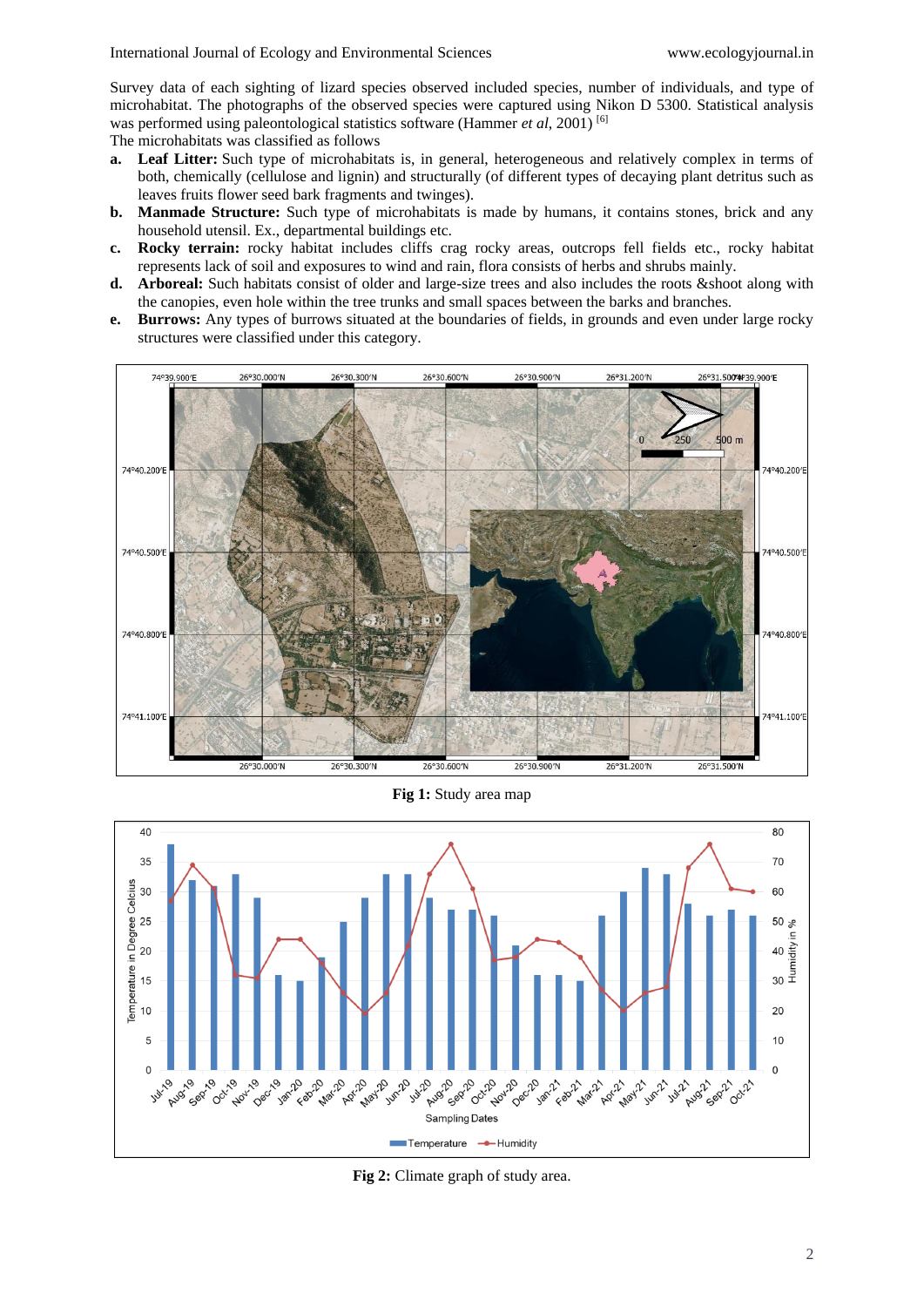Survey data of each sighting of lizard species observed included species, number of individuals, and type of microhabitat. The photographs of the observed species were captured using Nikon D 5300. Statistical analysis was performed using paleontological statistics software (Hammer *et al*, 2001) [6]

The microhabitats was classified as follows

a. **Leaf Litter:** Such type of microhabitats is, in general, heterogeneous and relatively complex in terms of both, chemically (cellulose and lignin) and structurally (of different types of decaying plant detritus such as leaves fruits flower seed bark fragments and twinges).
b. **Manmade Structure:** Such type of microhabitats is made by humans, it contains stones, brick and any household utensil. Ex., departmental buildings etc.
c. **Rocky terrain:** rocky habitat includes cliffs crag rocky areas, outcrops fell fields etc., rocky habitat represents lack of soil and exposures to wind and rain, flora consists of herbs and shrubs mainly.
d. **Arboreal:** Such habitats consist of older and large-size trees and also includes the roots &shoot along with the canopies, even hole within the tree trunks and small spaces between the barks and branches.
e. **Burrows:** Any types of burrows situated at the boundaries of fields, in grounds and even under large rocky structures were classified under this category.

**Fig 1:** Study area map

**Fig 2:** Climate graph of study area.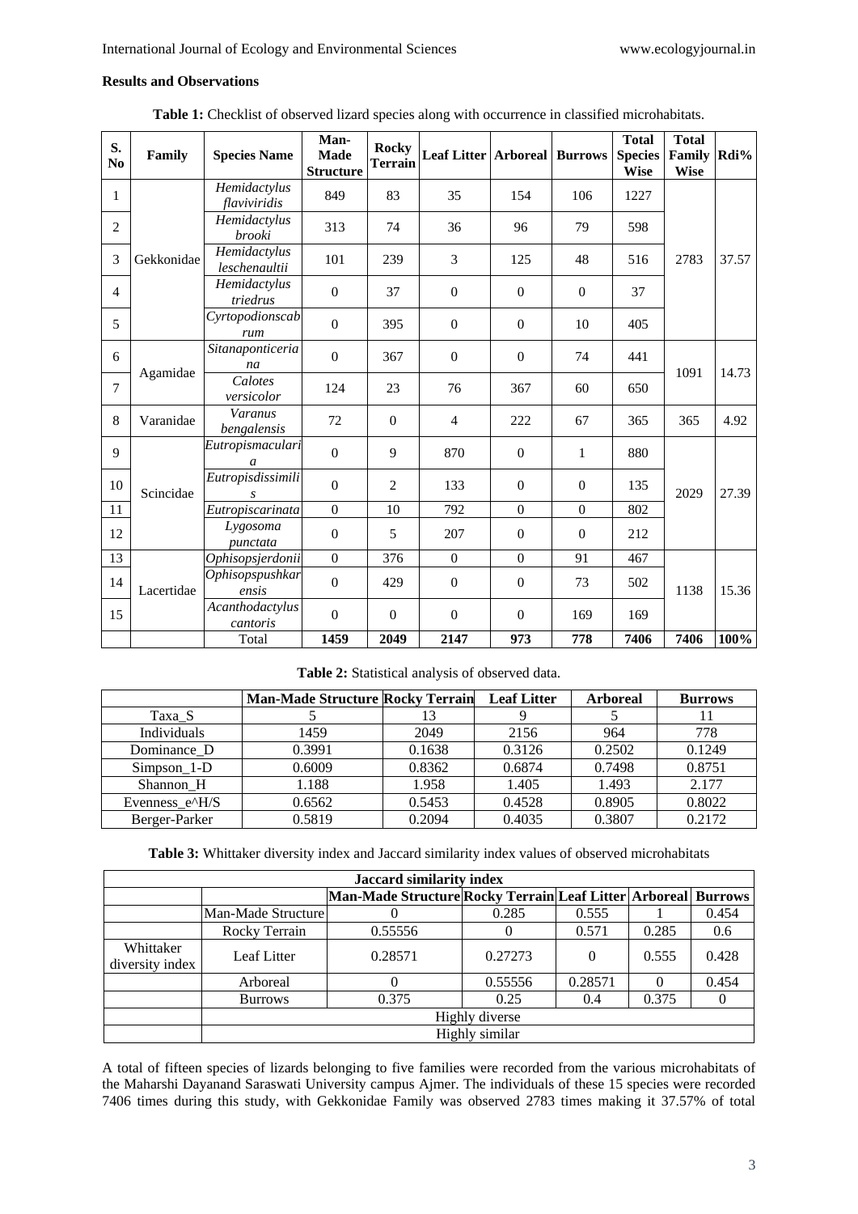**Results and Observations**

**Table 1:** Checklist of observed lizard species along with occurrence in classified microhabitats.

| S. No | Family | Species Name | Man-Made Structure | Rocky Terrain | Leaf Litter | Arboreal | Burrows | Total Species Wise | Total Family Wise | Rdi% |
|---|---|---|---|---|---|---|---|---|---|---|
| 1 | Gekkonidae | *Hemidactylus flaviviridis* | 849 | 83 | 35 | 154 | 106 | 1227 | 2783 | 37.57 |
| 2 | | *Hemidactylus brooki* | 313 | 74 | 36 | 96 | 79 | 598 | | |
| 3 | | *Hemidactylus leschenaultii* | 101 | 239 | 3 | 125 | 48 | 516 | | |
| 4 | | *Hemidactylus triedrus* | 0 | 37 | 0 | 0 | 0 | 37 | | |
| 5 | | *Cyrtopodionscabrum* | 0 | 395 | 0 | 0 | 10 | 405 | | |
| 6 | Agamidae | *Sitanaponticeriana* | 0 | 367 | 0 | 0 | 74 | 441 | 1091 | 14.73 |
| 7 | | *Calotes versicolor* | 124 | 23 | 76 | 367 | 60 | 650 | | |
| 8 | Varanidae | *Varanus bengalensis* | 72 | 0 | 4 | 222 | 67 | 365 | 365 | 4.92 |
| 9 | Scincidae | *Eutropismacularia* | 0 | 9 | 870 | 0 | 1 | 880 | 2029 | 27.39 |
| 10 | | *Eutropisdissimilis* | 0 | 2 | 133 | 0 | 0 | 135 | | |
| 11 | | *Eutropiscarinata* | 0 | 10 | 792 | 0 | 0 | 802 | | |
| 12 | | *Lygosoma punctata* | 0 | 5 | 207 | 0 | 0 | 212 | | |
| 13 | Lacertidae | *Ophisopsjerdonii* | 0 | 376 | 0 | 0 | 91 | 467 | 1138 | 15.36 |
| 14 | | *Ophisopspushkarensis* | 0 | 429 | 0 | 0 | 73 | 502 | | |
| 15 | | *Acanthodactylus cantoris* | 0 | 0 | 0 | 0 | 169 | 169 | | |
| | | Total | **1459** | **2049** | **2147** | **973** | **778** | **7406** | **7406** | **100%** |

**Table 2:** Statistical analysis of observed data.

| | Man-Made Structure | Rocky Terrain | Leaf Litter | Arboreal | Burrows |
|---|---|---|---|---|---|
| Taxa_S | 5 | 13 | 9 | 5 | 11 |
| Individuals | 1459 | 2049 | 2156 | 964 | 778 |
| Dominance_D | 0.3991 | 0.1638 | 0.3126 | 0.2502 | 0.1249 |
| Simpson_1-D | 0.6009 | 0.8362 | 0.6874 | 0.7498 | 0.8751 |
| Shannon_H | 1.188 | 1.958 | 1.405 | 1.493 | 2.177 |
| Evenness_e^H/S | 0.6562 | 0.5453 | 0.4528 | 0.8905 | 0.8022 |
| Berger-Parker | 0.5819 | 0.2094 | 0.4035 | 0.3807 | 0.2172 |

**Table 3:** Whittaker diversity index and Jaccard similarity index values of observed microhabitats

| Jaccard similarity index | | | | | | |
|---|---|---|---|---|---|---|
| | | **Man-Made Structure** | **Rocky Terrain** | **Leaf Litter** | **Arboreal** | **Burrows** |
| | Man-Made Structure | 0 | 0.285 | 0.555 | 1 | 0.454 |
| | Rocky Terrain | 0.55556 | 0 | 0.571 | 0.285 | 0.6 |
| Whittaker diversity index | Leaf Litter | 0.28571 | 0.27273 | 0 | 0.555 | 0.428 |
| | Arboreal | 0 | 0.55556 | 0.28571 | 0 | 0.454 |
| | Burrows | 0.375 | 0.25 | 0.4 | 0.375 | 0 |
| | Highly diverse | | | | | |
| | Highly similar | | | | | |

A total of fifteen species of lizards belonging to five families were recorded from the various microhabitats of the Maharshi Dayanand Saraswati University campus Ajmer. The individuals of these 15 species were recorded 7406 times during this study, with Gekkonidae Family was observed 2783 times making it 37.57% of total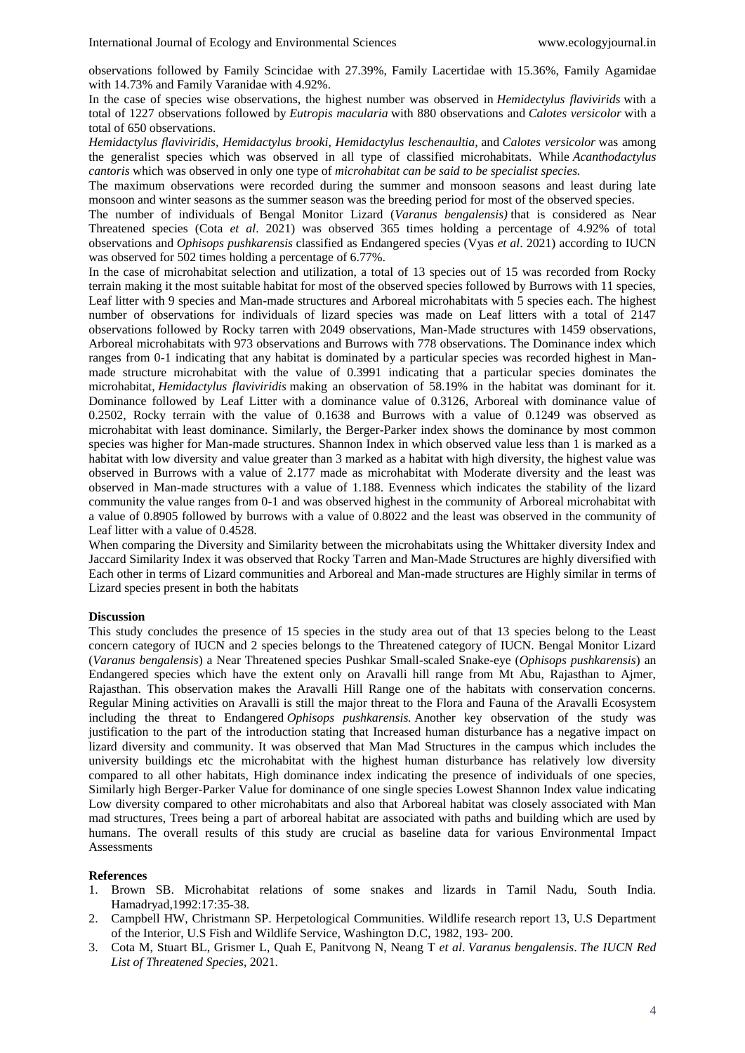observations followed by Family Scincidae with 27.39%, Family Lacertidae with 15.36%, Family Agamidae with 14.73% and Family Varanidae with 4.92%.

In the case of species wise observations, the highest number was observed in *Hemidectylus flavivirids* with a total of 1227 observations followed by *Eutropis macularia* with 880 observations and *Calotes versicolor* with a total of 650 observations.

*Hemidactylus flaviviridis, Hemidactylus brooki, Hemidactylus leschenaultia,* and *Calotes versicolor* was among the generalist species which was observed in all type of classified microhabitats. While *Acanthodactylus cantoris* which was observed in only one type of *microhabitat can be said to be specialist species.*

The maximum observations were recorded during the summer and monsoon seasons and least during late monsoon and winter seasons as the summer season was the breeding period for most of the observed species.

The number of individuals of Bengal Monitor Lizard (*Varanus bengalensis)* that is considered as Near Threatened species (Cota *et al*. 2021) was observed 365 times holding a percentage of 4.92% of total observations and *Ophisops pushkarensis* classified as Endangered species (Vyas *et al*. 2021) according to IUCN was observed for 502 times holding a percentage of 6.77%.

In the case of microhabitat selection and utilization, a total of 13 species out of 15 was recorded from Rocky terrain making it the most suitable habitat for most of the observed species followed by Burrows with 11 species, Leaf litter with 9 species and Man-made structures and Arboreal microhabitats with 5 species each. The highest number of observations for individuals of lizard species was made on Leaf litters with a total of 2147 observations followed by Rocky tarren with 2049 observations, Man-Made structures with 1459 observations, Arboreal microhabitats with 973 observations and Burrows with 778 observations. The Dominance index which ranges from 0-1 indicating that any habitat is dominated by a particular species was recorded highest in Man-made structure microhabitat with the value of 0.3991 indicating that a particular species dominates the microhabitat, *Hemidactylus flaviviridis* making an observation of 58.19% in the habitat was dominant for it. Dominance followed by Leaf Litter with a dominance value of 0.3126, Arboreal with dominance value of 0.2502, Rocky terrain with the value of 0.1638 and Burrows with a value of 0.1249 was observed as microhabitat with least dominance. Similarly, the Berger-Parker index shows the dominance by most common species was higher for Man-made structures. Shannon Index in which observed value less than 1 is marked as a habitat with low diversity and value greater than 3 marked as a habitat with high diversity, the highest value was observed in Burrows with a value of 2.177 made as microhabitat with Moderate diversity and the least was observed in Man-made structures with a value of 1.188. Evenness which indicates the stability of the lizard community the value ranges from 0-1 and was observed highest in the community of Arboreal microhabitat with a value of 0.8905 followed by burrows with a value of 0.8022 and the least was observed in the community of Leaf litter with a value of 0.4528.

When comparing the Diversity and Similarity between the microhabitats using the Whittaker diversity Index and Jaccard Similarity Index it was observed that Rocky Tarren and Man-Made Structures are highly diversified with Each other in terms of Lizard communities and Arboreal and Man-made structures are Highly similar in terms of Lizard species present in both the habitats

## Discussion

This study concludes the presence of 15 species in the study area out of that 13 species belong to the Least concern category of IUCN and 2 species belongs to the Threatened category of IUCN. Bengal Monitor Lizard (*Varanus bengalensis*) a Near Threatened species Pushkar Small-scaled Snake-eye (*Ophisops pushkarensis*) an Endangered species which have the extent only on Aravalli hill range from Mt Abu, Rajasthan to Ajmer, Rajasthan. This observation makes the Aravalli Hill Range one of the habitats with conservation concerns. Regular Mining activities on Aravalli is still the major threat to the Flora and Fauna of the Aravalli Ecosystem including the threat to Endangered *Ophisops pushkarensis.* Another key observation of the study was justification to the part of the introduction stating that Increased human disturbance has a negative impact on lizard diversity and community. It was observed that Man Mad Structures in the campus which includes the university buildings etc the microhabitat with the highest human disturbance has relatively low diversity compared to all other habitats, High dominance index indicating the presence of individuals of one species, Similarly high Berger-Parker Value for dominance of one single species Lowest Shannon Index value indicating Low diversity compared to other microhabitats and also that Arboreal habitat was closely associated with Man mad structures, Trees being a part of arboreal habitat are associated with paths and building which are used by humans. The overall results of this study are crucial as baseline data for various Environmental Impact Assessments

## References

1. Brown SB. Microhabitat relations of some snakes and lizards in Tamil Nadu, South India. Hamadryad,1992:17:35-38.
2. Campbell HW, Christmann SP. Herpetological Communities. Wildlife research report 13, U.S Department of the Interior, U.S Fish and Wildlife Service, Washington D.C, 1982, 193- 200.
3. Cota M, Stuart BL, Grismer L, Quah E, Panitvong N, Neang T *et al*. *Varanus bengalensis*. *The IUCN Red List of Threatened Species*, 2021.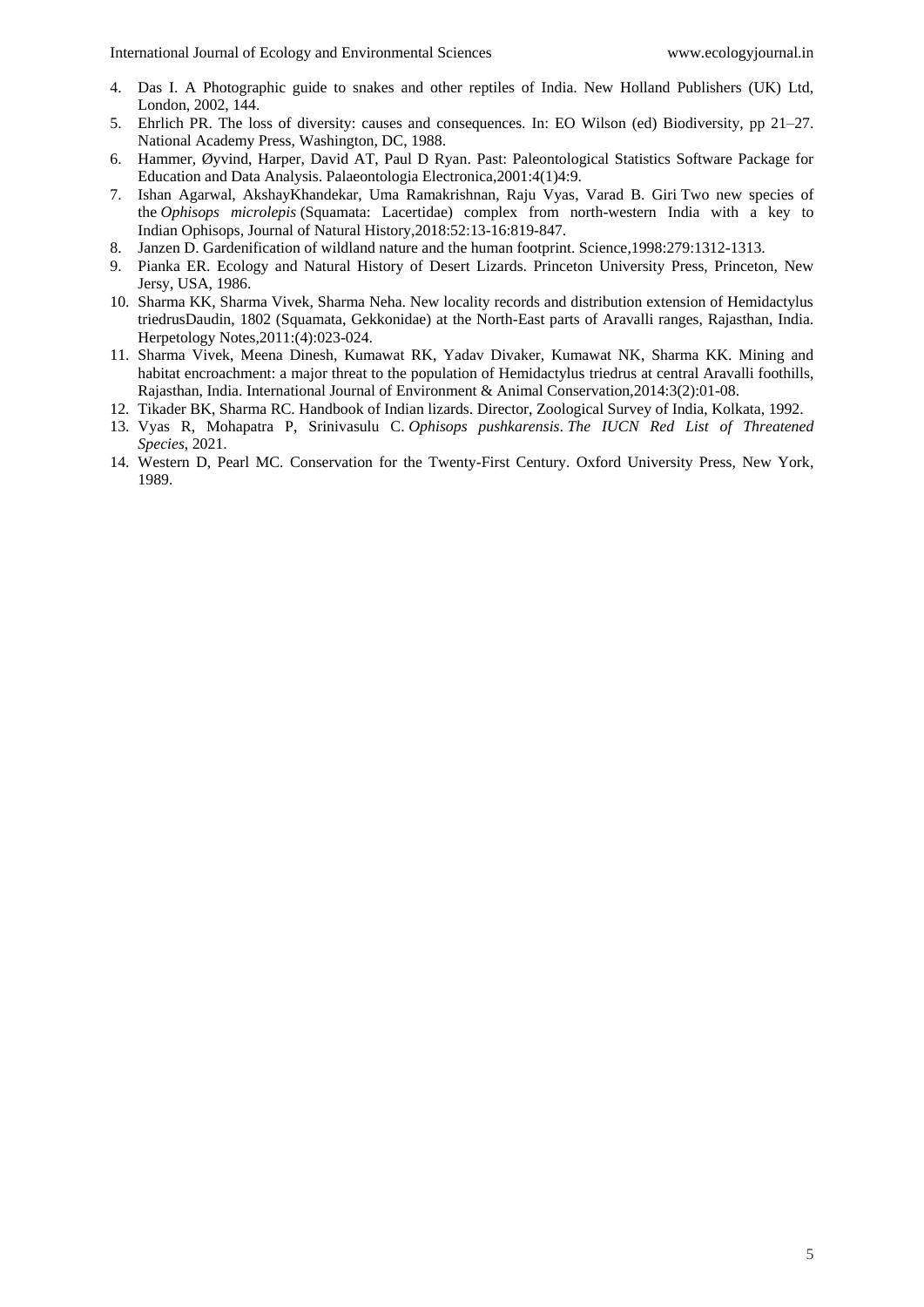4. Das I. A Photographic guide to snakes and other reptiles of India. New Holland Publishers (UK) Ltd, London, 2002, 144.
5. Ehrlich PR. The loss of diversity: causes and consequences. In: EO Wilson (ed) Biodiversity, pp 21–27. National Academy Press, Washington, DC, 1988.
6. Hammer, Øyvind, Harper, David AT, Paul D Ryan. Past: Paleontological Statistics Software Package for Education and Data Analysis. Palaeontologia Electronica,2001:4(1)4:9.
7. Ishan Agarwal, AkshayKhandekar, Uma Ramakrishnan, Raju Vyas, Varad B. Giri Two new species of the *Ophisops microlepis* (Squamata: Lacertidae) complex from north-western India with a key to Indian Ophisops, Journal of Natural History,2018:52:13-16:819-847.
8. Janzen D. Gardenification of wildland nature and the human footprint. Science,1998:279:1312-1313.
9. Pianka ER. Ecology and Natural History of Desert Lizards. Princeton University Press, Princeton, New Jersy, USA, 1986.
10. Sharma KK, Sharma Vivek, Sharma Neha. New locality records and distribution extension of Hemidactylus triedrusDaudin, 1802 (Squamata, Gekkonidae) at the North-East parts of Aravalli ranges, Rajasthan, India. Herpetology Notes,2011:(4):023-024.
11. Sharma Vivek, Meena Dinesh, Kumawat RK, Yadav Divaker, Kumawat NK, Sharma KK. Mining and habitat encroachment: a major threat to the population of Hemidactylus triedrus at central Aravalli foothills, Rajasthan, India. International Journal of Environment & Animal Conservation,2014:3(2):01-08.
12. Tikader BK, Sharma RC. Handbook of Indian lizards. Director, Zoological Survey of India, Kolkata, 1992.
13. Vyas R, Mohapatra P, Srinivasulu C. *Ophisops pushkarensis*. *The IUCN Red List of Threatened Species*, 2021.
14. Western D, Pearl MC. Conservation for the Twenty-First Century. Oxford University Press, New York, 1989.